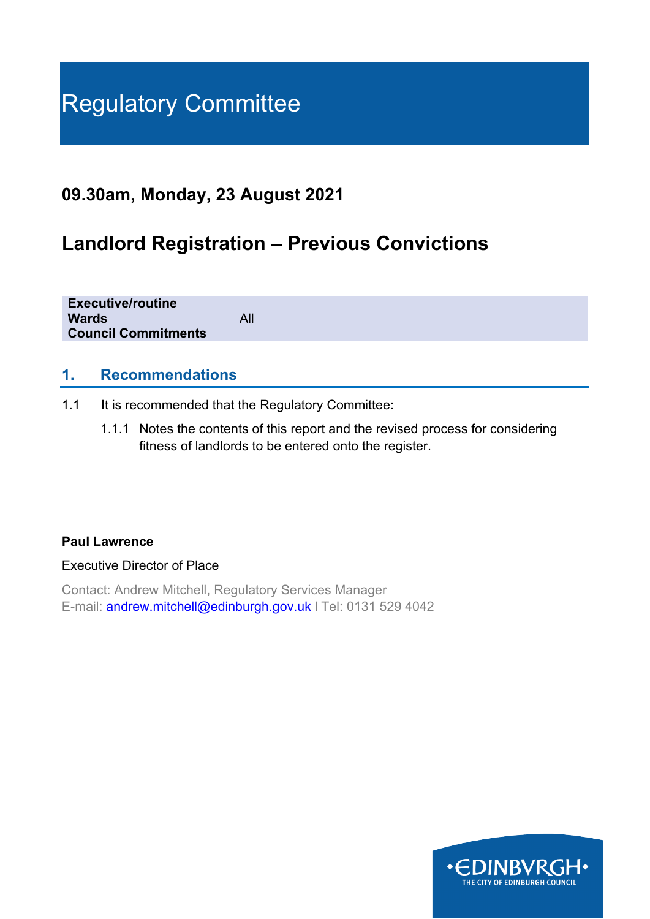# Regulatory Committee

## 09.30am, Monday, 23 August 2021

## Landlord Registration – Previous Convictions

| | |
|---|---|
| **Executive/routine** | |
| **Wards** | All |
| **Council Commitments** | |

## 1. Recommendations

1.1 It is recommended that the Regulatory Committee:

1.1.1 Notes the contents of this report and the revised process for considering fitness of landlords to be entered onto the register.

**Paul Lawrence**

Executive Director of Place

Contact: Andrew Mitchell, Regulatory Services Manager
E-mail: andrew.mitchell@edinburgh.gov.uk | Tel: 0131 529 4042

EDINBVRGH THE CITY OF EDINBURGH COUNCIL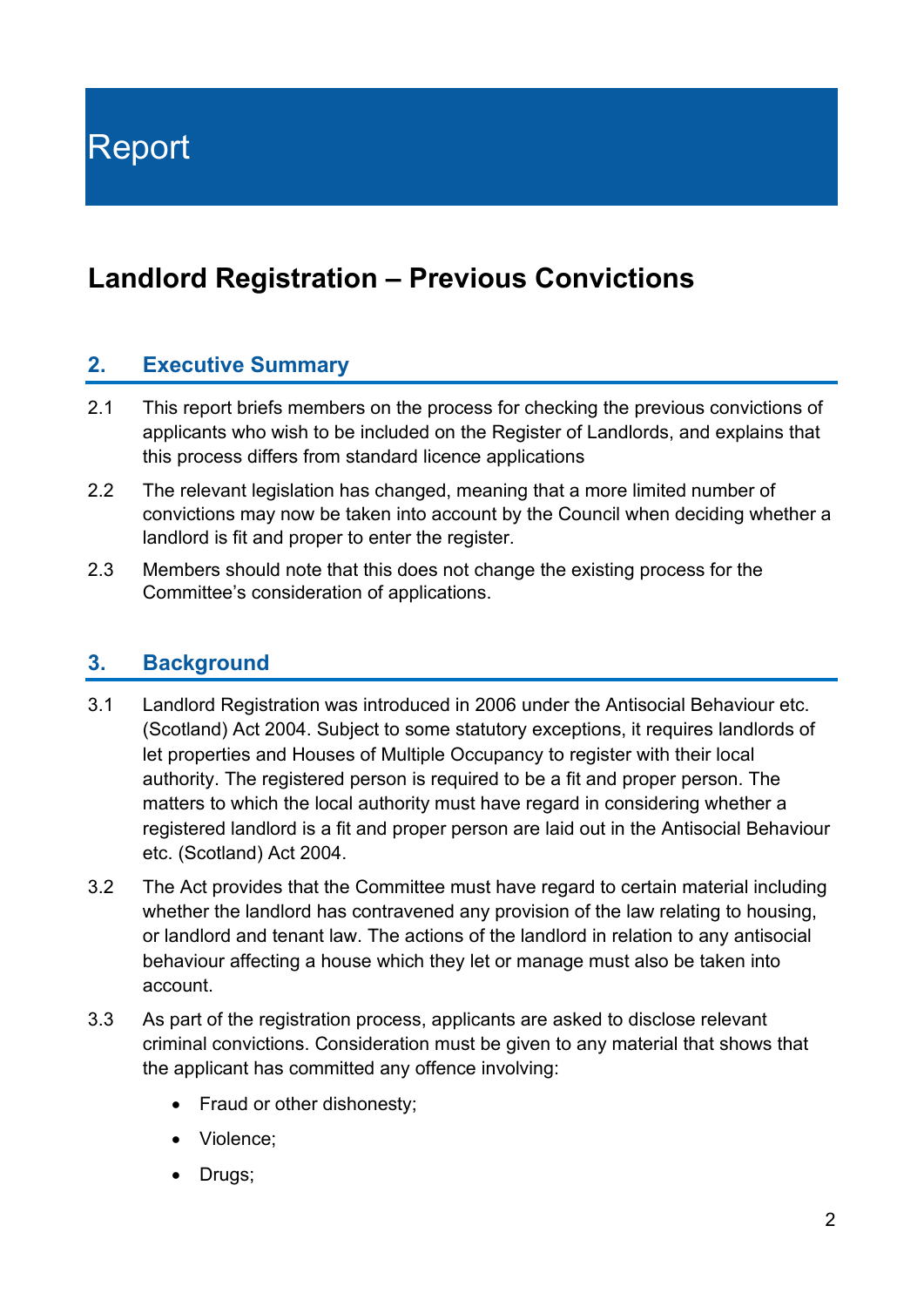# Report

## Landlord Registration – Previous Convictions

### 2. Executive Summary

2.1 This report briefs members on the process for checking the previous convictions of applicants who wish to be included on the Register of Landlords, and explains that this process differs from standard licence applications

2.2 The relevant legislation has changed, meaning that a more limited number of convictions may now be taken into account by the Council when deciding whether a landlord is fit and proper to enter the register.

2.3 Members should note that this does not change the existing process for the Committee's consideration of applications.

### 3. Background

3.1 Landlord Registration was introduced in 2006 under the Antisocial Behaviour etc. (Scotland) Act 2004. Subject to some statutory exceptions, it requires landlords of let properties and Houses of Multiple Occupancy to register with their local authority. The registered person is required to be a fit and proper person. The matters to which the local authority must have regard in considering whether a registered landlord is a fit and proper person are laid out in the Antisocial Behaviour etc. (Scotland) Act 2004.

3.2 The Act provides that the Committee must have regard to certain material including whether the landlord has contravened any provision of the law relating to housing, or landlord and tenant law. The actions of the landlord in relation to any antisocial behaviour affecting a house which they let or manage must also be taken into account.

3.3 As part of the registration process, applicants are asked to disclose relevant criminal convictions. Consideration must be given to any material that shows that the applicant has committed any offence involving:

- Fraud or other dishonesty;
- Violence;
- Drugs;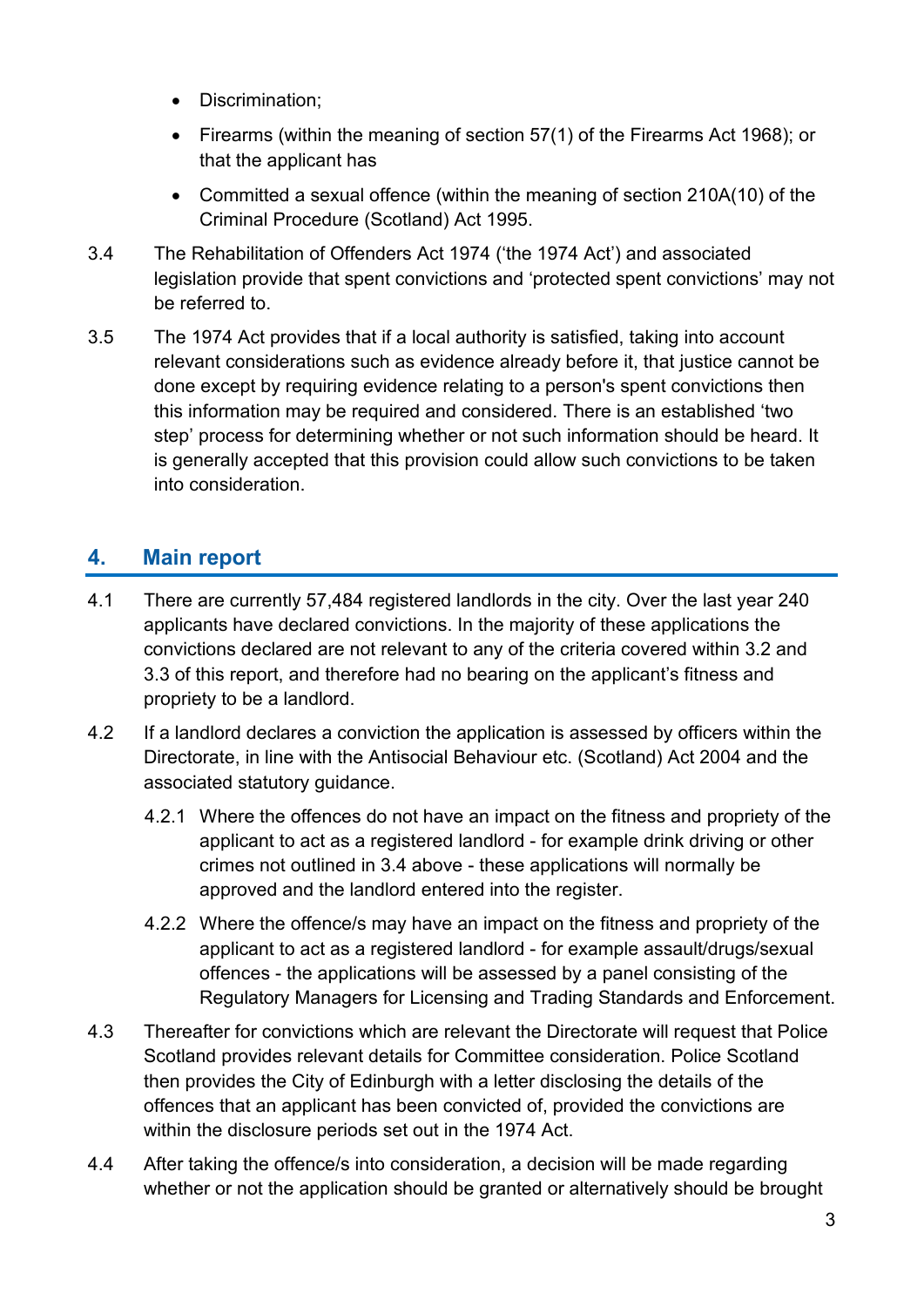- Discrimination;
- Firearms (within the meaning of section 57(1) of the Firearms Act 1968); or that the applicant has
- Committed a sexual offence (within the meaning of section 210A(10) of the Criminal Procedure (Scotland) Act 1995.

3.4 The Rehabilitation of Offenders Act 1974 ('the 1974 Act') and associated legislation provide that spent convictions and 'protected spent convictions' may not be referred to.

3.5 The 1974 Act provides that if a local authority is satisfied, taking into account relevant considerations such as evidence already before it, that justice cannot be done except by requiring evidence relating to a person's spent convictions then this information may be required and considered. There is an established 'two step' process for determining whether or not such information should be heard. It is generally accepted that this provision could allow such convictions to be taken into consideration.

## 4. Main report

4.1 There are currently 57,484 registered landlords in the city. Over the last year 240 applicants have declared convictions. In the majority of these applications the convictions declared are not relevant to any of the criteria covered within 3.2 and 3.3 of this report, and therefore had no bearing on the applicant's fitness and propriety to be a landlord.

4.2 If a landlord declares a conviction the application is assessed by officers within the Directorate, in line with the Antisocial Behaviour etc. (Scotland) Act 2004 and the associated statutory guidance.

4.2.1 Where the offences do not have an impact on the fitness and propriety of the applicant to act as a registered landlord - for example drink driving or other crimes not outlined in 3.4 above - these applications will normally be approved and the landlord entered into the register.

4.2.2 Where the offence/s may have an impact on the fitness and propriety of the applicant to act as a registered landlord - for example assault/drugs/sexual offences - the applications will be assessed by a panel consisting of the Regulatory Managers for Licensing and Trading Standards and Enforcement.

4.3 Thereafter for convictions which are relevant the Directorate will request that Police Scotland provides relevant details for Committee consideration. Police Scotland then provides the City of Edinburgh with a letter disclosing the details of the offences that an applicant has been convicted of, provided the convictions are within the disclosure periods set out in the 1974 Act.

4.4 After taking the offence/s into consideration, a decision will be made regarding whether or not the application should be granted or alternatively should be brought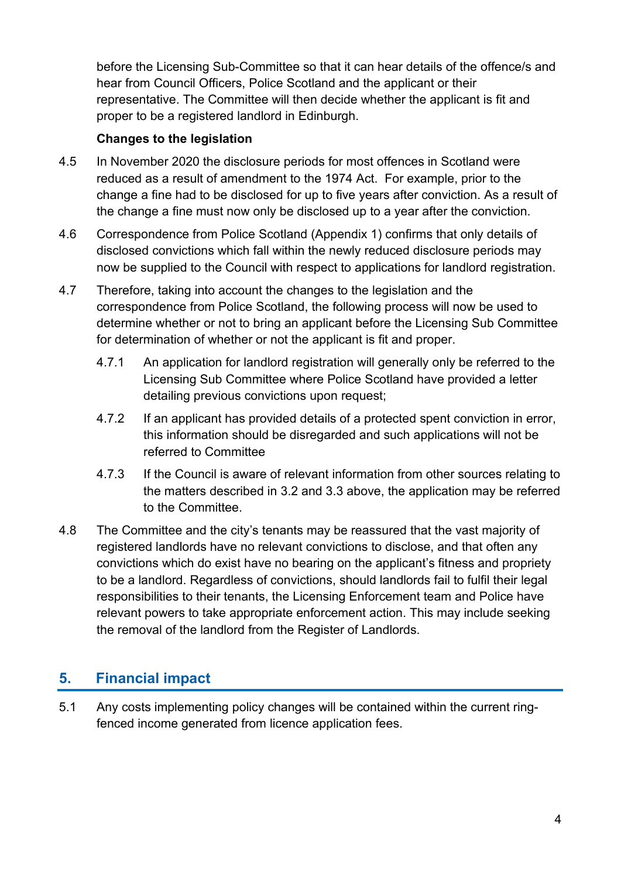before the Licensing Sub-Committee so that it can hear details of the offence/s and hear from Council Officers, Police Scotland and the applicant or their representative. The Committee will then decide whether the applicant is fit and proper to be a registered landlord in Edinburgh.

**Changes to the legislation**

4.5 In November 2020 the disclosure periods for most offences in Scotland were reduced as a result of amendment to the 1974 Act. For example, prior to the change a fine had to be disclosed for up to five years after conviction. As a result of the change a fine must now only be disclosed up to a year after the conviction.

4.6 Correspondence from Police Scotland (Appendix 1) confirms that only details of disclosed convictions which fall within the newly reduced disclosure periods may now be supplied to the Council with respect to applications for landlord registration.

4.7 Therefore, taking into account the changes to the legislation and the correspondence from Police Scotland, the following process will now be used to determine whether or not to bring an applicant before the Licensing Sub Committee for determination of whether or not the applicant is fit and proper.

4.7.1 An application for landlord registration will generally only be referred to the Licensing Sub Committee where Police Scotland have provided a letter detailing previous convictions upon request;

4.7.2 If an applicant has provided details of a protected spent conviction in error, this information should be disregarded and such applications will not be referred to Committee

4.7.3 If the Council is aware of relevant information from other sources relating to the matters described in 3.2 and 3.3 above, the application may be referred to the Committee.

4.8 The Committee and the city's tenants may be reassured that the vast majority of registered landlords have no relevant convictions to disclose, and that often any convictions which do exist have no bearing on the applicant's fitness and propriety to be a landlord. Regardless of convictions, should landlords fail to fulfil their legal responsibilities to their tenants, the Licensing Enforcement team and Police have relevant powers to take appropriate enforcement action. This may include seeking the removal of the landlord from the Register of Landlords.

## 5. Financial impact

5.1 Any costs implementing policy changes will be contained within the current ring-fenced income generated from licence application fees.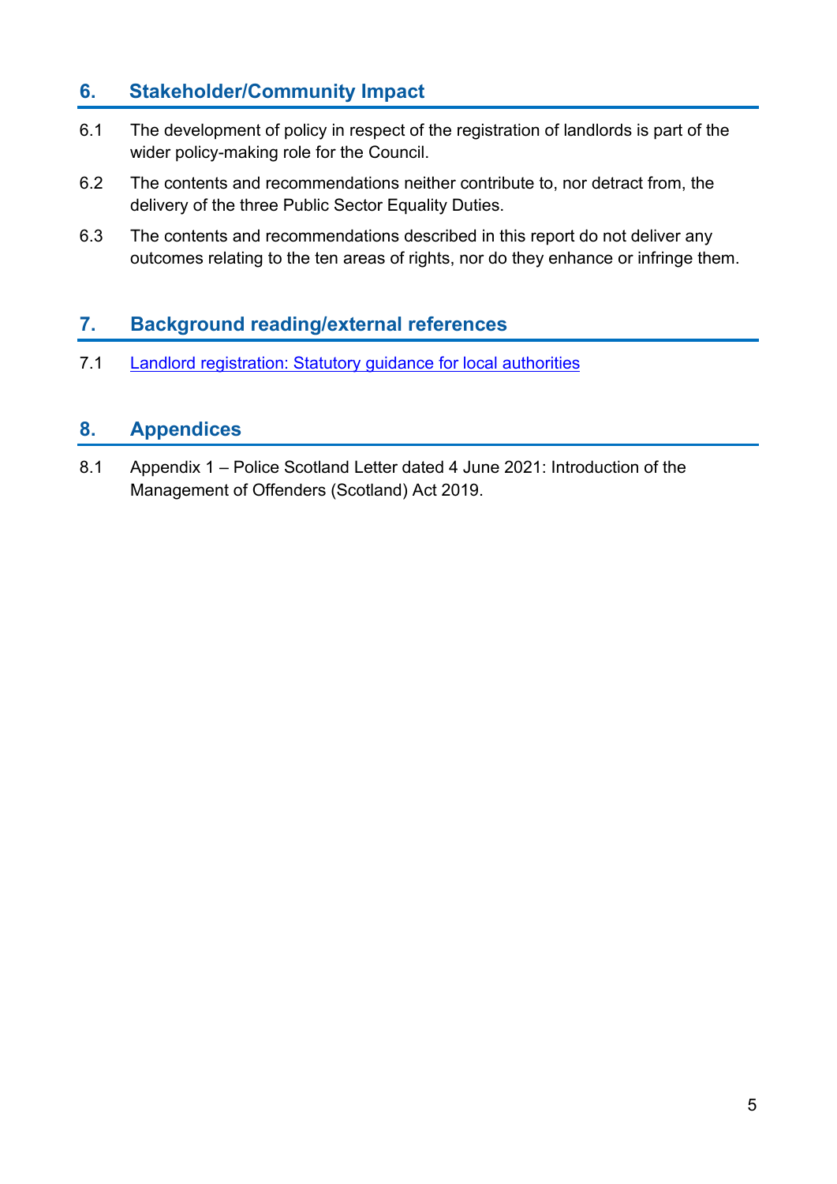## 6. Stakeholder/Community Impact

6.1 The development of policy in respect of the registration of landlords is part of the wider policy-making role for the Council.

6.2 The contents and recommendations neither contribute to, nor detract from, the delivery of the three Public Sector Equality Duties.

6.3 The contents and recommendations described in this report do not deliver any outcomes relating to the ten areas of rights, nor do they enhance or infringe them.

## 7. Background reading/external references

7.1 Landlord registration: Statutory guidance for local authorities

## 8. Appendices

8.1 Appendix 1 – Police Scotland Letter dated 4 June 2021: Introduction of the Management of Offenders (Scotland) Act 2019.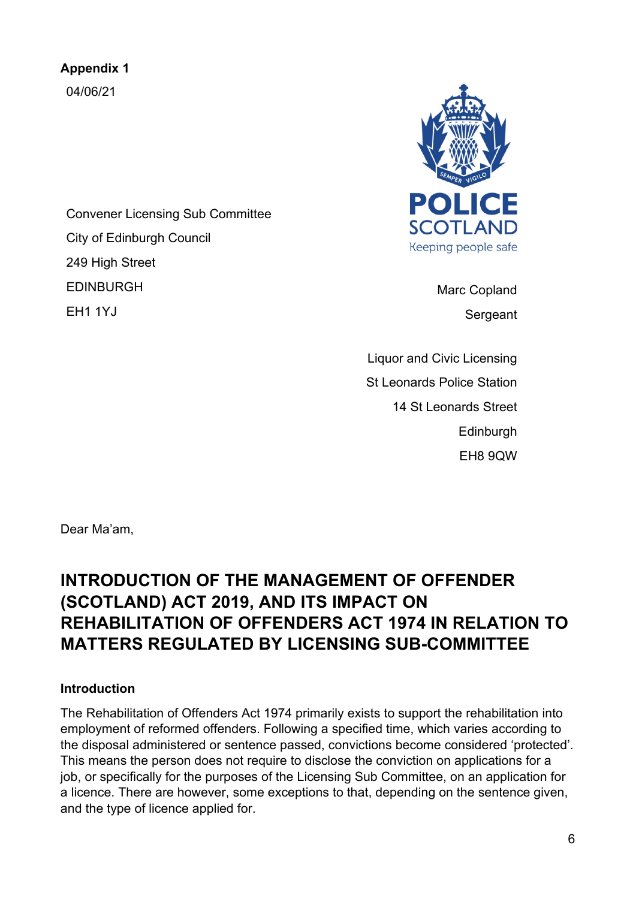**Appendix 1**

04/06/21

Convener Licensing Sub Committee
City of Edinburgh Council
249 High Street
EDINBURGH
EH1 1YJ

POLICE SCOTLAND
Keeping people safe

Marc Copland
Sergeant

Liquor and Civic Licensing
St Leonards Police Station
14 St Leonards Street
Edinburgh
EH8 9QW

Dear Ma'am,

# INTRODUCTION OF THE MANAGEMENT OF OFFENDER (SCOTLAND) ACT 2019, AND ITS IMPACT ON REHABILITATION OF OFFENDERS ACT 1974 IN RELATION TO MATTERS REGULATED BY LICENSING SUB-COMMITTEE

**Introduction**

The Rehabilitation of Offenders Act 1974 primarily exists to support the rehabilitation into employment of reformed offenders. Following a specified time, which varies according to the disposal administered or sentence passed, convictions become considered 'protected'. This means the person does not require to disclose the conviction on applications for a job, or specifically for the purposes of the Licensing Sub Committee, on an application for a licence. There are however, some exceptions to that, depending on the sentence given, and the type of licence applied for.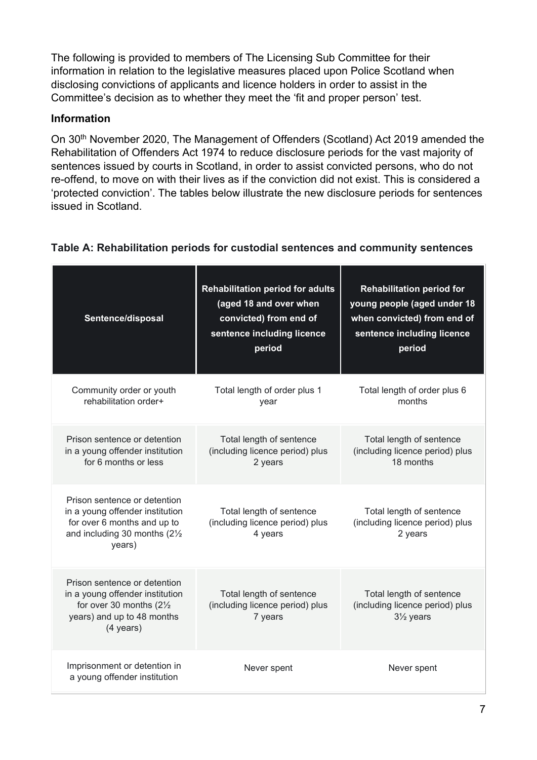The following is provided to members of The Licensing Sub Committee for their information in relation to the legislative measures placed upon Police Scotland when disclosing convictions of applicants and licence holders in order to assist in the Committee's decision as to whether they meet the 'fit and proper person' test.

**Information**

On 30th November 2020, The Management of Offenders (Scotland) Act 2019 amended the Rehabilitation of Offenders Act 1974 to reduce disclosure periods for the vast majority of sentences issued by courts in Scotland, in order to assist convicted persons, who do not re-offend, to move on with their lives as if the conviction did not exist. This is considered a 'protected conviction'. The tables below illustrate the new disclosure periods for sentences issued in Scotland.

**Table A: Rehabilitation periods for custodial sentences and community sentences**

| Sentence/disposal | Rehabilitation period for adults (aged 18 and over when convicted) from end of sentence including licence period | Rehabilitation period for young people (aged under 18 when convicted) from end of sentence including licence period |
|---|---|---|
| Community order or youth rehabilitation order+ | Total length of order plus 1 year | Total length of order plus 6 months |
| Prison sentence or detention in a young offender institution for 6 months or less | Total length of sentence (including licence period) plus 2 years | Total length of sentence (including licence period) plus 18 months |
| Prison sentence or detention in a young offender institution for over 6 months and up to and including 30 months (2½ years) | Total length of sentence (including licence period) plus 4 years | Total length of sentence (including licence period) plus 2 years |
| Prison sentence or detention in a young offender institution for over 30 months (2½ years) and up to 48 months (4 years) | Total length of sentence (including licence period) plus 7 years | Total length of sentence (including licence period) plus 3½ years |
| Imprisonment or detention in a young offender institution | Never spent | Never spent |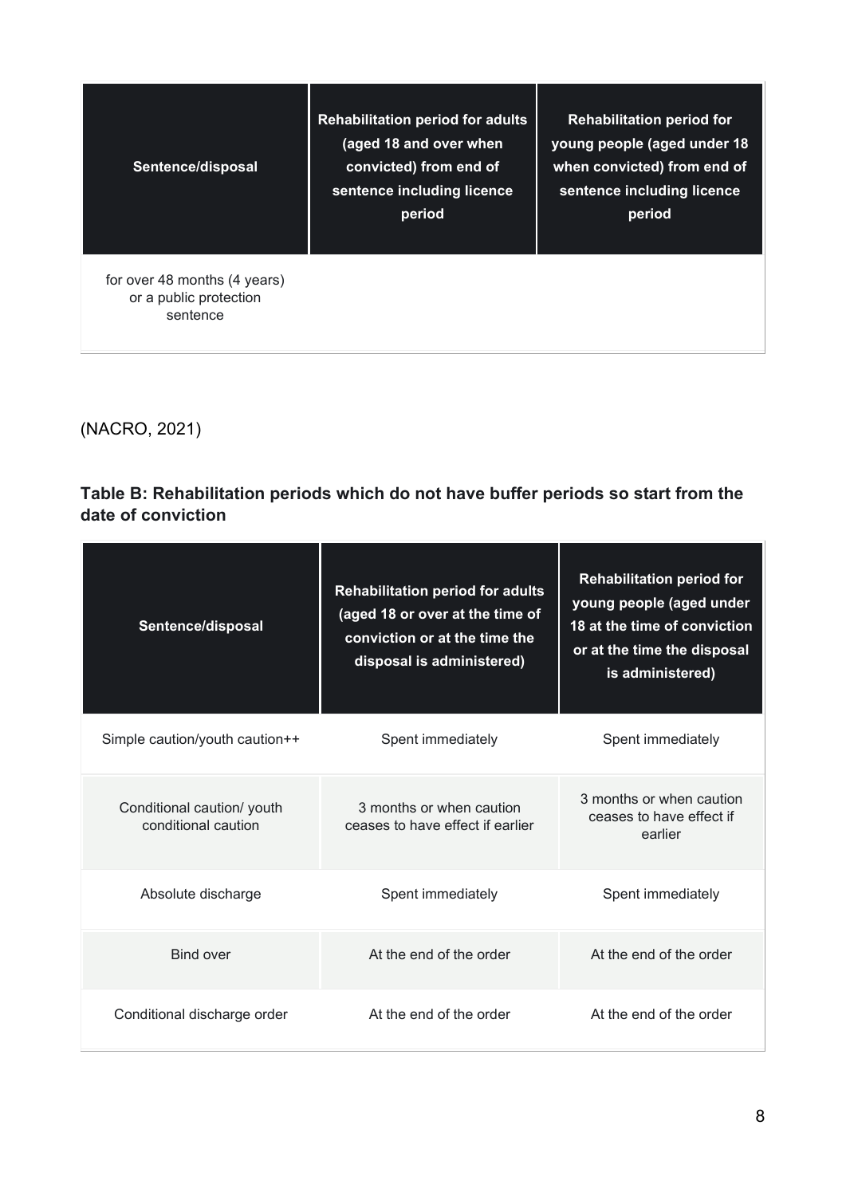| Sentence/disposal | Rehabilitation period for adults (aged 18 and over when convicted) from end of sentence including licence period | Rehabilitation period for young people (aged under 18 when convicted) from end of sentence including licence period |
|---|---|---|
| for over 48 months (4 years) or a public protection sentence | | |

(NACRO, 2021)

**Table B: Rehabilitation periods which do not have buffer periods so start from the date of conviction**

| Sentence/disposal | Rehabilitation period for adults (aged 18 or over at the time of conviction or at the time the disposal is administered) | Rehabilitation period for young people (aged under 18 at the time of conviction or at the time the disposal is administered) |
|---|---|---|
| Simple caution/youth caution++ | Spent immediately | Spent immediately |
| Conditional caution/ youth conditional caution | 3 months or when caution ceases to have effect if earlier | 3 months or when caution ceases to have effect if earlier |
| Absolute discharge | Spent immediately | Spent immediately |
| Bind over | At the end of the order | At the end of the order |
| Conditional discharge order | At the end of the order | At the end of the order |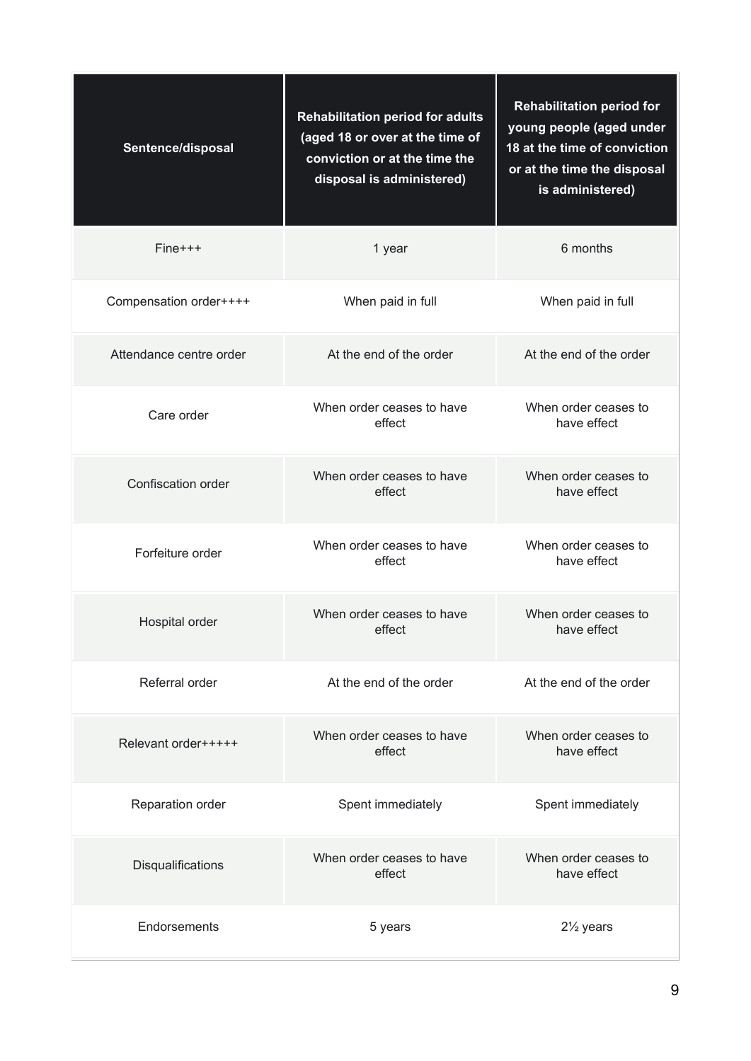| Sentence/disposal | Rehabilitation period for adults (aged 18 or over at the time of conviction or at the time the disposal is administered) | Rehabilitation period for young people (aged under 18 at the time of conviction or at the time the disposal is administered) |
|---|---|---|
| Fine+++ | 1 year | 6 months |
| Compensation order++++ | When paid in full | When paid in full |
| Attendance centre order | At the end of the order | At the end of the order |
| Care order | When order ceases to have effect | When order ceases to have effect |
| Confiscation order | When order ceases to have effect | When order ceases to have effect |
| Forfeiture order | When order ceases to have effect | When order ceases to have effect |
| Hospital order | When order ceases to have effect | When order ceases to have effect |
| Referral order | At the end of the order | At the end of the order |
| Relevant order+++++ | When order ceases to have effect | When order ceases to have effect |
| Reparation order | Spent immediately | Spent immediately |
| Disqualifications | When order ceases to have effect | When order ceases to have effect |
| Endorsements | 5 years | 2½ years |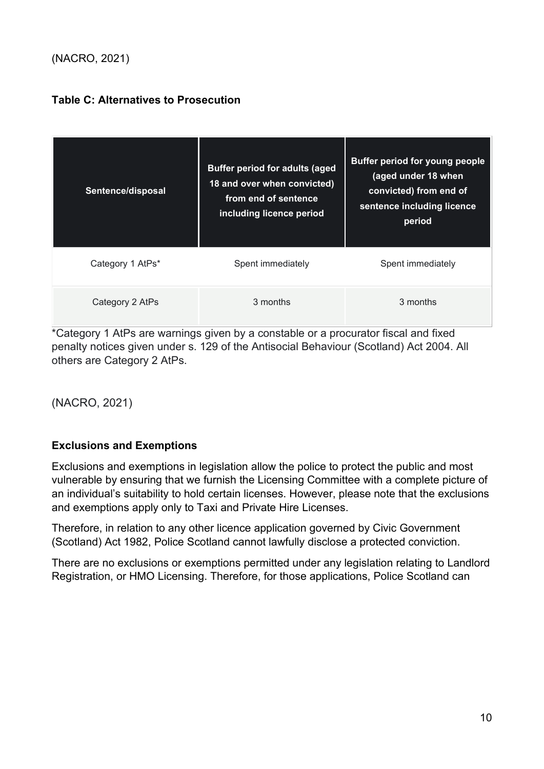(NACRO, 2021)

**Table C: Alternatives to Prosecution**

| Sentence/disposal | Buffer period for adults (aged 18 and over when convicted) from end of sentence including licence period | Buffer period for young people (aged under 18 when convicted) from end of sentence including licence period |
|---|---|---|
| Category 1 AtPs* | Spent immediately | Spent immediately |
| Category 2 AtPs | 3 months | 3 months |

*Category 1 AtPs are warnings given by a constable or a procurator fiscal and fixed penalty notices given under s. 129 of the Antisocial Behaviour (Scotland) Act 2004. All others are Category 2 AtPs.

(NACRO, 2021)

**Exclusions and Exemptions**

Exclusions and exemptions in legislation allow the police to protect the public and most vulnerable by ensuring that we furnish the Licensing Committee with a complete picture of an individual's suitability to hold certain licenses. However, please note that the exclusions and exemptions apply only to Taxi and Private Hire Licenses.

Therefore, in relation to any other licence application governed by Civic Government (Scotland) Act 1982, Police Scotland cannot lawfully disclose a protected conviction.

There are no exclusions or exemptions permitted under any legislation relating to Landlord Registration, or HMO Licensing. Therefore, for those applications, Police Scotland can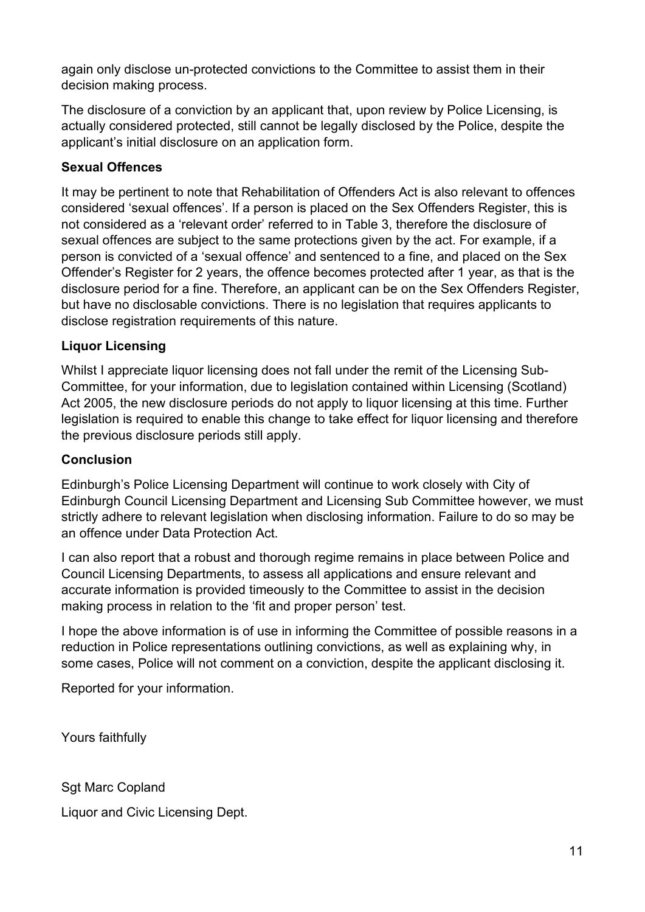again only disclose un-protected convictions to the Committee to assist them in their decision making process.

The disclosure of a conviction by an applicant that, upon review by Police Licensing, is actually considered protected, still cannot be legally disclosed by the Police, despite the applicant's initial disclosure on an application form.

**Sexual Offences**

It may be pertinent to note that Rehabilitation of Offenders Act is also relevant to offences considered 'sexual offences'. If a person is placed on the Sex Offenders Register, this is not considered as a 'relevant order' referred to in Table 3, therefore the disclosure of sexual offences are subject to the same protections given by the act. For example, if a person is convicted of a 'sexual offence' and sentenced to a fine, and placed on the Sex Offender's Register for 2 years, the offence becomes protected after 1 year, as that is the disclosure period for a fine. Therefore, an applicant can be on the Sex Offenders Register, but have no disclosable convictions. There is no legislation that requires applicants to disclose registration requirements of this nature.

**Liquor Licensing**

Whilst I appreciate liquor licensing does not fall under the remit of the Licensing Sub-Committee, for your information, due to legislation contained within Licensing (Scotland) Act 2005, the new disclosure periods do not apply to liquor licensing at this time. Further legislation is required to enable this change to take effect for liquor licensing and therefore the previous disclosure periods still apply.

**Conclusion**

Edinburgh's Police Licensing Department will continue to work closely with City of Edinburgh Council Licensing Department and Licensing Sub Committee however, we must strictly adhere to relevant legislation when disclosing information. Failure to do so may be an offence under Data Protection Act.

I can also report that a robust and thorough regime remains in place between Police and Council Licensing Departments, to assess all applications and ensure relevant and accurate information is provided timeously to the Committee to assist in the decision making process in relation to the 'fit and proper person' test.

I hope the above information is of use in informing the Committee of possible reasons in a reduction in Police representations outlining convictions, as well as explaining why, in some cases, Police will not comment on a conviction, despite the applicant disclosing it.

Reported for your information.

Yours faithfully

Sgt Marc Copland

Liquor and Civic Licensing Dept.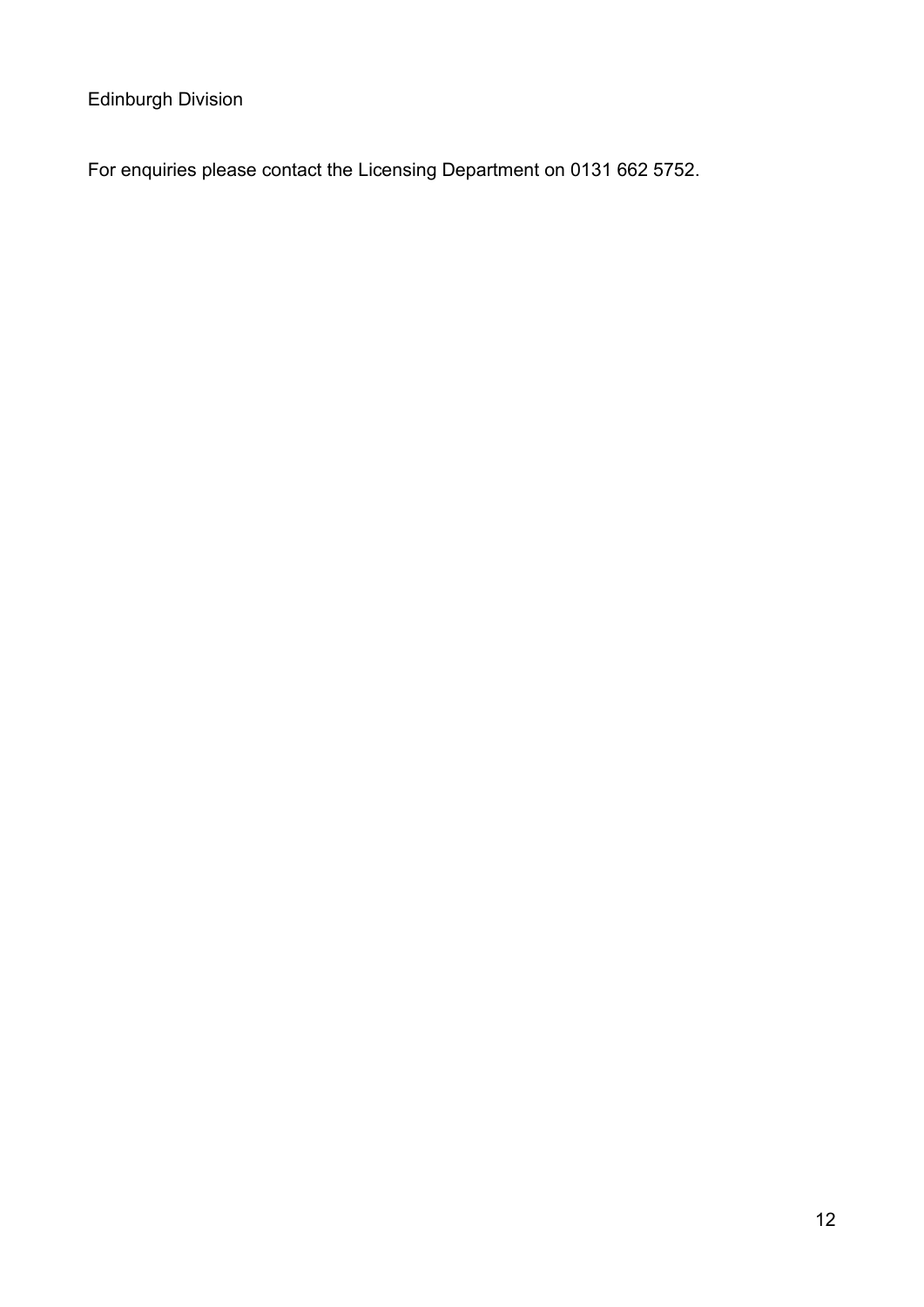Edinburgh Division

For enquiries please contact the Licensing Department on 0131 662 5752.